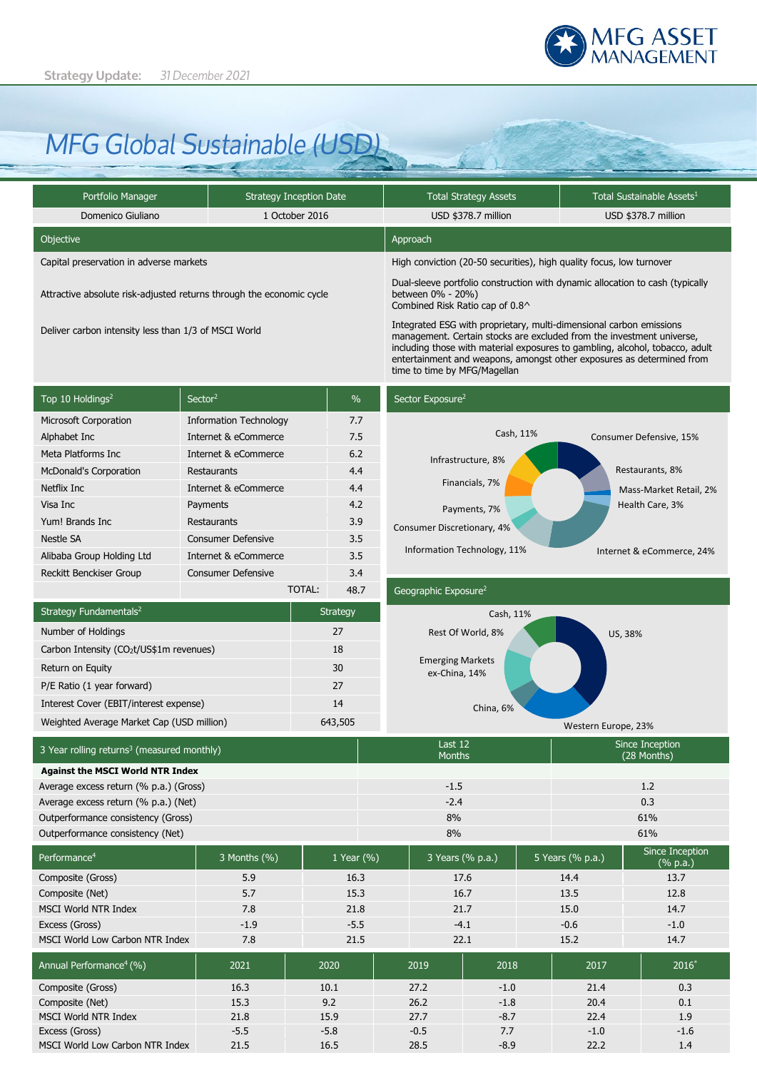MFG ASSET MANAGEMENT

**Strategy Update:** *31 December 2021*

# MFG Global Sustainable (USD)

| Portfolio Manager | Strategy Inception Date | Total Strategy Assets | Total Sustainable Assets[1] |
|---|---|---|---|
| Domenico Giuliano | 1 October 2016 | USD $378.7 million | USD $378.7 million |

| Objective | Approach |
|---|---|
| Capital preservation in adverse markets | High conviction (20-50 securities), high quality focus, low turnover |
| Attractive absolute risk-adjusted returns through the economic cycle | Dual-sleeve portfolio construction with dynamic allocation to cash (typically between 0% - 20%) Combined Risk Ratio cap of 0.8^ |
| Deliver carbon intensity less than 1/3 of MSCI World | Integrated ESG with proprietary, multi-dimensional carbon emissions management. Certain stocks are excluded from the investment universe, including those with material exposures to gambling, alcohol, tobacco, adult entertainment and weapons, amongst other exposures as determined from time to time by MFG/Magellan |

| Top 10 Holdings[2] | Sector[2] | % |
|---|---|---|
| Microsoft Corporation | Information Technology | 7.7 |
| Alphabet Inc | Internet & eCommerce | 7.5 |
| Meta Platforms Inc | Internet & eCommerce | 6.2 |
| McDonald's Corporation | Restaurants | 4.4 |
| Netflix Inc | Internet & eCommerce | 4.4 |
| Visa Inc | Payments | 4.2 |
| Yum! Brands Inc | Restaurants | 3.9 |
| Nestle SA | Consumer Defensive | 3.5 |
| Alibaba Group Holding Ltd | Internet & eCommerce | 3.5 |
| Reckitt Benckiser Group | Consumer Defensive | 3.4 |
| | TOTAL: | 48.7 |

**Sector Exposure[2]**

Cash, 11%; Consumer Defensive, 15%; Restaurants, 8%; Mass-Market Retail, 2%; Health Care, 3%; Internet & eCommerce, 24%; Information Technology, 11%; Consumer Discretionary, 4%; Payments, 7%; Financials, 7%; Infrastructure, 8%

| Strategy Fundamentals[2] | Strategy |
|---|---|
| Number of Holdings | 27 |
| Carbon Intensity ($CO_2$t/US$1m revenues) | 18 |
| Return on Equity | 30 |
| P/E Ratio (1 year forward) | 27 |
| Interest Cover (EBIT/interest expense) | 14 |
| Weighted Average Market Cap (USD million) | 643,505 |

**Geographic Exposure[2]**

Cash, 11%; US, 38%; Western Europe, 23%; China, 6%; Emerging Markets ex-China, 14%; Rest Of World, 8%

| 3 Year rolling returns[3] (measured monthly) | Last 12 Months | Since Inception (28 Months) |
|---|---|---|
| **Against the MSCI World NTR Index** | | |
| Average excess return (% p.a.) (Gross) | -1.5 | 1.2 |
| Average excess return (% p.a.) (Net) | -2.4 | 0.3 |
| Outperformance consistency (Gross) | 8% | 61% |
| Outperformance consistency (Net) | 8% | 61% |

| Performance[4] | 3 Months (%) | 1 Year (%) | 3 Years (% p.a.) | 5 Years (% p.a.) | Since Inception (% p.a.) |
|---|---|---|---|---|---|
| Composite (Gross) | 5.9 | 16.3 | 17.6 | 14.4 | 13.7 |
| Composite (Net) | 5.7 | 15.3 | 16.7 | 13.5 | 12.8 |
| MSCI World NTR Index | 7.8 | 21.8 | 21.7 | 15.0 | 14.7 |
| Excess (Gross) | -1.9 | -5.5 | -4.1 | -0.6 | -1.0 |
| MSCI World Low Carbon NTR Index | 7.8 | 21.5 | 22.1 | 15.2 | 14.7 |

| Annual Performance[4] (%) | 2021 | 2020 | 2019 | 2018 | 2017 | 2016* |
|---|---|---|---|---|---|---|
| Composite (Gross) | 16.3 | 10.1 | 27.2 | -1.0 | 21.4 | 0.3 |
| Composite (Net) | 15.3 | 9.2 | 26.2 | -1.8 | 20.4 | 0.1 |
| MSCI World NTR Index | 21.8 | 15.9 | 27.7 | -8.7 | 22.4 | 1.9 |
| Excess (Gross) | -5.5 | -5.8 | -0.5 | 7.7 | -1.0 | -1.6 |
| MSCI World Low Carbon NTR Index | 21.5 | 16.5 | 28.5 | -8.9 | 22.2 | 1.4 |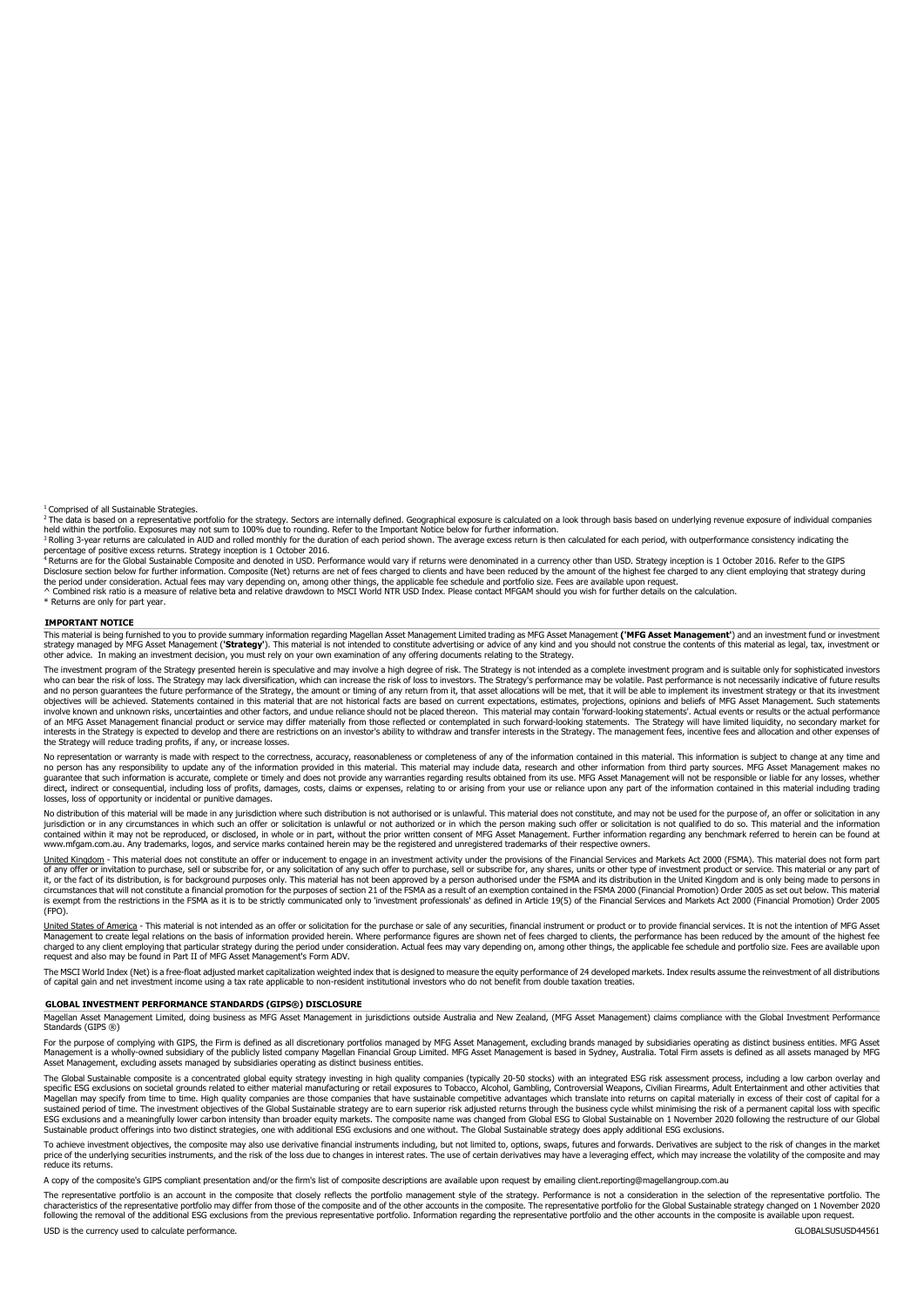[1] Comprised of all Sustainable Strategies.

[2] The data is based on a representative portfolio for the strategy. Sectors are internally defined. Geographical exposure is calculated on a look through basis based on underlying revenue exposure of individual companies held within the portfolio. Exposures may not sum to 100% due to rounding. Refer to the Important Notice below for further information.

[3] Rolling 3-year returns are calculated in AUD and rolled monthly for the duration of each period shown. The average excess return is then calculated for each period, with outperformance consistency indicating the percentage of positive excess returns. Strategy inception is 1 October 2016.

[4] Returns are for the Global Sustainable Composite and denoted in USD. Performance would vary if returns were denominated in a currency other than USD. Strategy inception is 1 October 2016. Refer to the GIPS Disclosure section below for further information. Composite (Net) returns are net of fees charged to clients and have been reduced by the amount of the highest fee charged to any client employing that strategy during the period under consideration. Actual fees may vary depending on, among other things, the applicable fee schedule and portfolio size. Fees are available upon request.

^ Combined risk ratio is a measure of relative beta and relative drawdown to MSCI World NTR USD Index. Please contact MFGAM should you wish for further details on the calculation.

* Returns are only for part year.

## IMPORTANT NOTICE

This material is being furnished to you to provide summary information regarding Magellan Asset Management Limited trading as MFG Asset Management **('MFG Asset Management'**) and an investment fund or investment strategy managed by MFG Asset Management (**'Strategy'**). This material is not intended to constitute advertising or advice of any kind and you should not construe the contents of this material as legal, tax, investment or other advice. In making an investment decision, you must rely on your own examination of any offering documents relating to the Strategy.

The investment program of the Strategy presented herein is speculative and may involve a high degree of risk. The Strategy is not intended as a complete investment program and is suitable only for sophisticated investors who can bear the risk of loss. The Strategy may lack diversification, which can increase the risk of loss to investors. The Strategy's performance may be volatile. Past performance is not necessarily indicative of future results and no person guarantees the future performance of the Strategy, the amount or timing of any return from it, that asset allocations will be met, that it will be able to implement its investment strategy or that its investment objectives will be achieved. Statements contained in this material that are not historical facts are based on current expectations, estimates, projections, opinions and beliefs of MFG Asset Management. Such statements involve known and unknown risks, uncertainties and other factors, and undue reliance should not be placed thereon. This material may contain 'forward-looking statements'. Actual events or results or the actual performance of an MFG Asset Management financial product or service may differ materially from those reflected or contemplated in such forward-looking statements. The Strategy will have limited liquidity, no secondary market for interests in the Strategy is expected to develop and there are restrictions on an investor's ability to withdraw and transfer interests in the Strategy. The management fees, incentive fees and allocation and other expenses of the Strategy will reduce trading profits, if any, or increase losses.

No representation or warranty is made with respect to the correctness, accuracy, reasonableness or completeness of any of the information contained in this material. This information is subject to change at any time and no person has any responsibility to update any of the information provided in this material. This material may include data, research and other information from third party sources. MFG Asset Management makes no guarantee that such information is accurate, complete or timely and does not provide any warranties regarding results obtained from its use. MFG Asset Management will not be responsible or liable for any losses, whether direct, indirect or consequential, including loss of profits, damages, costs, claims or expenses, relating to or arising from your use or reliance upon any part of the information contained in this material including trading losses, loss of opportunity or incidental or punitive damages.

No distribution of this material will be made in any jurisdiction where such distribution is not authorised or is unlawful. This material does not constitute, and may not be used for the purpose of, an offer or solicitation in any jurisdiction or in any circumstances in which such an offer or solicitation is unlawful or not authorized or in which the person making such offer or solicitation is not qualified to do so. This material and the information contained within it may not be reproduced, or disclosed, in whole or in part, without the prior written consent of MFG Asset Management. Further information regarding any benchmark referred to herein can be found at www.mfgam.com.au. Any trademarks, logos, and service marks contained herein may be the registered and unregistered trademarks of their respective owners.

United Kingdom - This material does not constitute an offer or inducement to engage in an investment activity under the provisions of the Financial Services and Markets Act 2000 (FSMA). This material does not form part of any offer or invitation to purchase, sell or subscribe for, or any solicitation of any such offer to purchase, sell or subscribe for, any shares, units or other type of investment product or service. This material or any part of it, or the fact of its distribution, is for background purposes only. This material has not been approved by a person authorised under the FSMA and its distribution in the United Kingdom and is only being made to persons in circumstances that will not constitute a financial promotion for the purposes of section 21 of the FSMA as a result of an exemption contained in the FSMA 2000 (Financial Promotion) Order 2005 as set out below. This material is exempt from the restrictions in the FSMA as it is to be strictly communicated only to 'investment professionals' as defined in Article 19(5) of the Financial Services and Markets Act 2000 (Financial Promotion) Order 2005 (FPO).

United States of America - This material is not intended as an offer or solicitation for the purchase or sale of any securities, financial instrument or product or to provide financial services. It is not the intention of MFG Asset Management to create legal relations on the basis of information provided herein. Where performance figures are shown net of fees charged to clients, the performance has been reduced by the amount of the highest fee charged to any client employing that particular strategy during the period under consideration. Actual fees may vary depending on, among other things, the applicable fee schedule and portfolio size. Fees are available upon request and also may be found in Part II of MFG Asset Management's Form ADV.

The MSCI World Index (Net) is a free-float adjusted market capitalization weighted index that is designed to measure the equity performance of 24 developed markets. Index results assume the reinvestment of all distributions of capital gain and net investment income using a tax rate applicable to non-resident institutional investors who do not benefit from double taxation treaties.

## GLOBAL INVESTMENT PERFORMANCE STANDARDS (GIPS®) DISCLOSURE

Magellan Asset Management Limited, doing business as MFG Asset Management in jurisdictions outside Australia and New Zealand, (MFG Asset Management) claims compliance with the Global Investment Performance Standards (GIPS ®)

For the purpose of complying with GIPS, the Firm is defined as all discretionary portfolios managed by MFG Asset Management, excluding brands managed by subsidiaries operating as distinct business entities. MFG Asset Management is a wholly-owned subsidiary of the publicly listed company Magellan Financial Group Limited. MFG Asset Management is based in Sydney, Australia. Total Firm assets is defined as all assets managed by MFG Asset Management, excluding assets managed by subsidiaries operating as distinct business entities.

The Global Sustainable composite is a concentrated global equity strategy investing in high quality companies (typically 20-50 stocks) with an integrated ESG risk assessment process, including a low carbon overlay and specific ESG exclusions on societal grounds related to either material manufacturing or retail exposures to Tobacco, Alcohol, Gambling, Controversial Weapons, Civilian Firearms, Adult Entertainment and other activities that Magellan may specify from time to time. High quality companies are those companies that have sustainable competitive advantages which translate into returns on capital materially in excess of their cost of capital for a sustained period of time. The investment objectives of the Global Sustainable strategy are to earn superior risk adjusted returns through the business cycle whilst minimising the risk of a permanent capital loss with specific ESG exclusions and a meaningfully lower carbon intensity than broader equity markets. The composite name was changed from Global ESG to Global Sustainable on 1 November 2020 following the restructure of our Global Sustainable product offerings into two distinct strategies, one with additional ESG exclusions and one without. The Global Sustainable strategy does apply additional ESG exclusions.

To achieve investment objectives, the composite may also use derivative financial instruments including, but not limited to, options, swaps, futures and forwards. Derivatives are subject to the risk of changes in the market price of the underlying securities instruments, and the risk of the loss due to changes in interest rates. The use of certain derivatives may have a leveraging effect, which may increase the volatility of the composite and may reduce its returns.

A copy of the composite's GIPS compliant presentation and/or the firm's list of composite descriptions are available upon request by emailing client.reporting@magellangroup.com.au

The representative portfolio is an account in the composite that closely reflects the portfolio management style of the strategy. Performance is not a consideration in the selection of the representative portfolio. The characteristics of the representative portfolio may differ from those of the composite and of the other accounts in the composite. The representative portfolio for the Global Sustainable strategy changed on 1 November 2020 following the removal of the additional ESG exclusions from the previous representative portfolio. Information regarding the representative portfolio and the other accounts in the composite is available upon request.

USD is the currency used to calculate performance.

GLOBALSUSUSD44561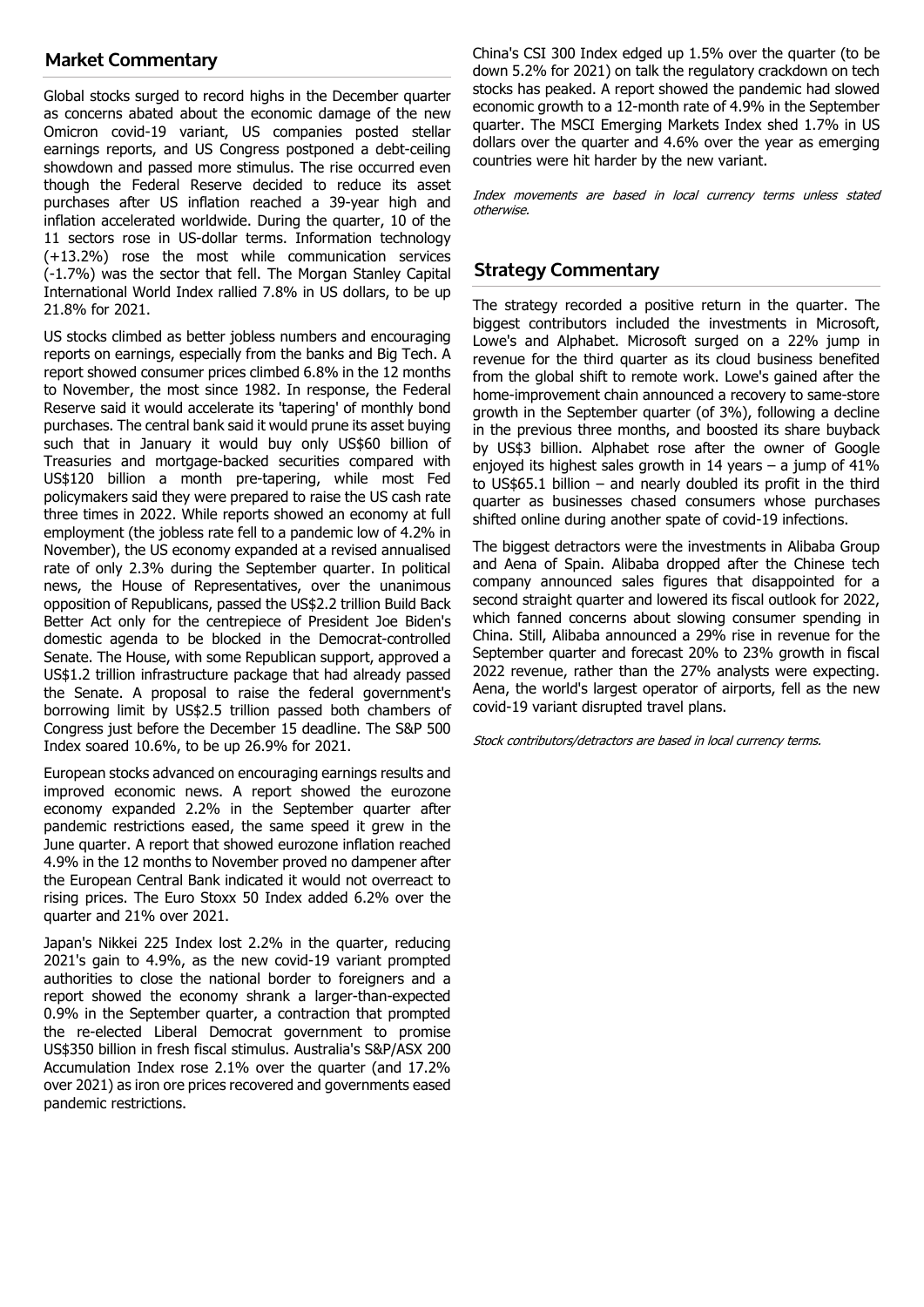## Market Commentary

Global stocks surged to record highs in the December quarter as concerns abated about the economic damage of the new Omicron covid-19 variant, US companies posted stellar earnings reports, and US Congress postponed a debt-ceiling showdown and passed more stimulus. The rise occurred even though the Federal Reserve decided to reduce its asset purchases after US inflation reached a 39-year high and inflation accelerated worldwide. During the quarter, 10 of the 11 sectors rose in US-dollar terms. Information technology (+13.2%) rose the most while communication services (-1.7%) was the sector that fell. The Morgan Stanley Capital International World Index rallied 7.8% in US dollars, to be up 21.8% for 2021.

US stocks climbed as better jobless numbers and encouraging reports on earnings, especially from the banks and Big Tech. A report showed consumer prices climbed 6.8% in the 12 months to November, the most since 1982. In response, the Federal Reserve said it would accelerate its 'tapering' of monthly bond purchases. The central bank said it would prune its asset buying such that in January it would buy only US$60 billion of Treasuries and mortgage-backed securities compared with US$120 billion a month pre-tapering, while most Fed policymakers said they were prepared to raise the US cash rate three times in 2022. While reports showed an economy at full employment (the jobless rate fell to a pandemic low of 4.2% in November), the US economy expanded at a revised annualised rate of only 2.3% during the September quarter. In political news, the House of Representatives, over the unanimous opposition of Republicans, passed the US$2.2 trillion Build Back Better Act only for the centrepiece of President Joe Biden's domestic agenda to be blocked in the Democrat-controlled Senate. The House, with some Republican support, approved a US$1.2 trillion infrastructure package that had already passed the Senate. A proposal to raise the federal government's borrowing limit by US$2.5 trillion passed both chambers of Congress just before the December 15 deadline. The S&P 500 Index soared 10.6%, to be up 26.9% for 2021.

European stocks advanced on encouraging earnings results and improved economic news. A report showed the eurozone economy expanded 2.2% in the September quarter after pandemic restrictions eased, the same speed it grew in the June quarter. A report that showed eurozone inflation reached 4.9% in the 12 months to November proved no dampener after the European Central Bank indicated it would not overreact to rising prices. The Euro Stoxx 50 Index added 6.2% over the quarter and 21% over 2021.

Japan's Nikkei 225 Index lost 2.2% in the quarter, reducing 2021's gain to 4.9%, as the new covid-19 variant prompted authorities to close the national border to foreigners and a report showed the economy shrank a larger-than-expected 0.9% in the September quarter, a contraction that prompted the re-elected Liberal Democrat government to promise US$350 billion in fresh fiscal stimulus. Australia's S&P/ASX 200 Accumulation Index rose 2.1% over the quarter (and 17.2% over 2021) as iron ore prices recovered and governments eased pandemic restrictions.

China's CSI 300 Index edged up 1.5% over the quarter (to be down 5.2% for 2021) on talk the regulatory crackdown on tech stocks has peaked. A report showed the pandemic had slowed economic growth to a 12-month rate of 4.9% in the September quarter. The MSCI Emerging Markets Index shed 1.7% in US dollars over the quarter and 4.6% over the year as emerging countries were hit harder by the new variant.

*Index movements are based in local currency terms unless stated otherwise.*

## Strategy Commentary

The strategy recorded a positive return in the quarter. The biggest contributors included the investments in Microsoft, Lowe's and Alphabet. Microsoft surged on a 22% jump in revenue for the third quarter as its cloud business benefited from the global shift to remote work. Lowe's gained after the home-improvement chain announced a recovery to same-store growth in the September quarter (of 3%), following a decline in the previous three months, and boosted its share buyback by US$3 billion. Alphabet rose after the owner of Google enjoyed its highest sales growth in 14 years – a jump of 41% to US$65.1 billion – and nearly doubled its profit in the third quarter as businesses chased consumers whose purchases shifted online during another spate of covid-19 infections.

The biggest detractors were the investments in Alibaba Group and Aena of Spain. Alibaba dropped after the Chinese tech company announced sales figures that disappointed for a second straight quarter and lowered its fiscal outlook for 2022, which fanned concerns about slowing consumer spending in China. Still, Alibaba announced a 29% rise in revenue for the September quarter and forecast 20% to 23% growth in fiscal 2022 revenue, rather than the 27% analysts were expecting. Aena, the world's largest operator of airports, fell as the new covid-19 variant disrupted travel plans.

*Stock contributors/detractors are based in local currency terms.*